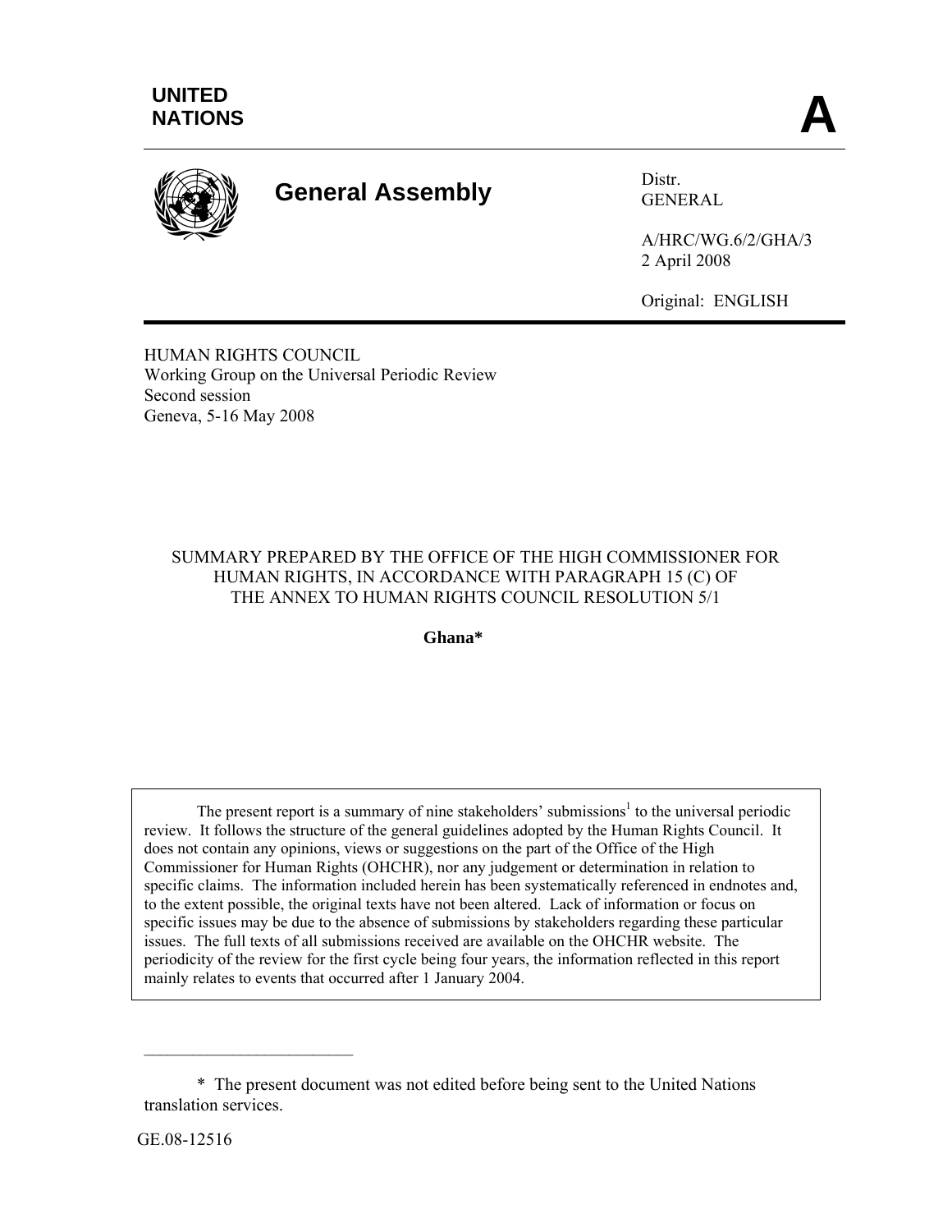UNITED NATIONS

# A

**General Assembly**

Distr.
GENERAL

A/HRC/WG.6/2/GHA/3
2 April 2008

Original: ENGLISH

HUMAN RIGHTS COUNCIL
Working Group on the Universal Periodic Review
Second session
Geneva, 5-16 May 2008

SUMMARY PREPARED BY THE OFFICE OF THE HIGH COMMISSIONER FOR HUMAN RIGHTS, IN ACCORDANCE WITH PARAGRAPH 15 (C) OF THE ANNEX TO HUMAN RIGHTS COUNCIL RESOLUTION 5/1

**Ghana***

The present report is a summary of nine stakeholders' submissions[1] to the universal periodic review. It follows the structure of the general guidelines adopted by the Human Rights Council. It does not contain any opinions, views or suggestions on the part of the Office of the High Commissioner for Human Rights (OHCHR), nor any judgement or determination in relation to specific claims. The information included herein has been systematically referenced in endnotes and, to the extent possible, the original texts have not been altered. Lack of information or focus on specific issues may be due to the absence of submissions by stakeholders regarding these particular issues. The full texts of all submissions received are available on the OHCHR website. The periodicity of the review for the first cycle being four years, the information reflected in this report mainly relates to events that occurred after 1 January 2004.

---

\* The present document was not edited before being sent to the United Nations translation services.

GE.08-12516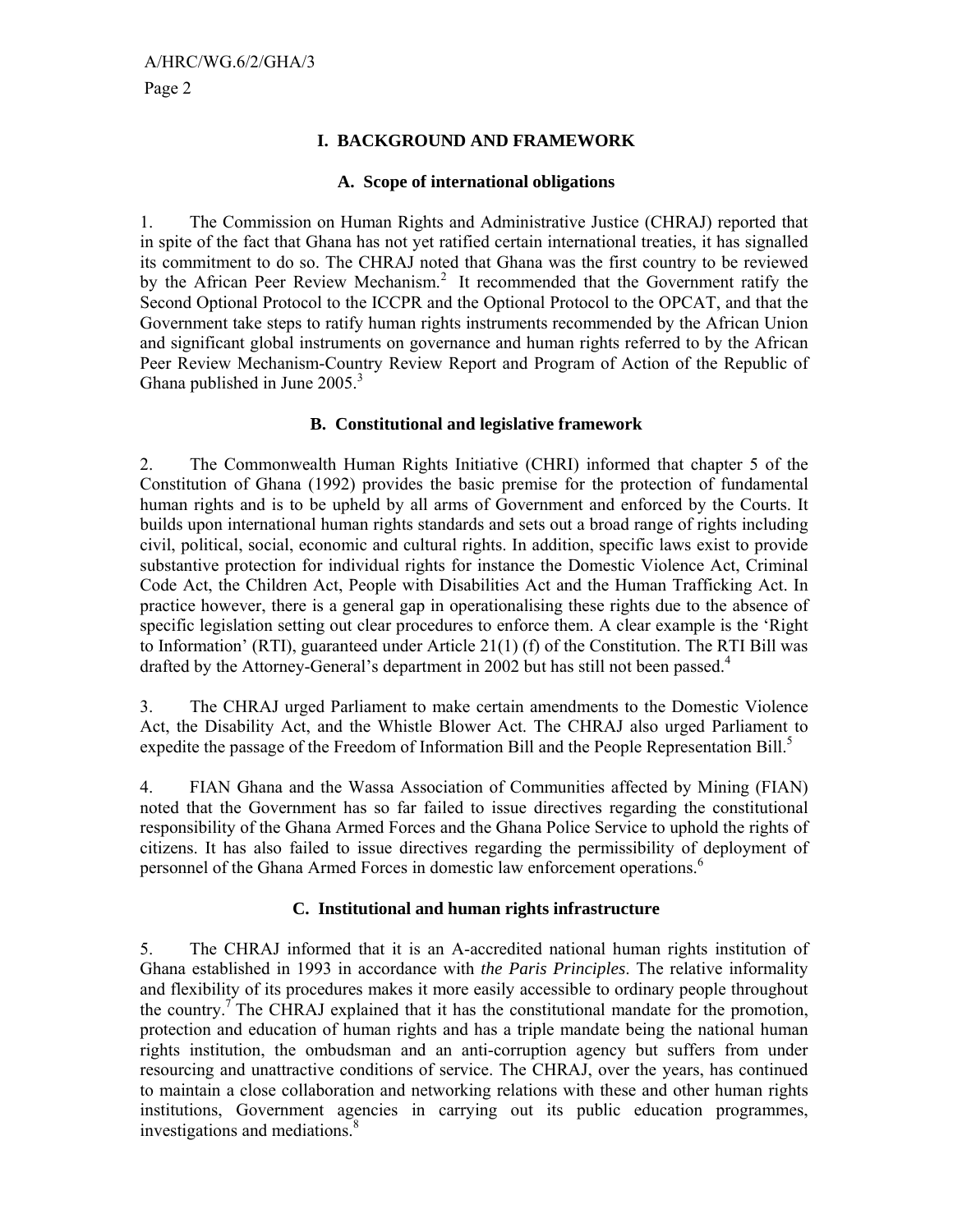## I. BACKGROUND AND FRAMEWORK

### A. Scope of international obligations

1. The Commission on Human Rights and Administrative Justice (CHRAJ) reported that in spite of the fact that Ghana has not yet ratified certain international treaties, it has signalled its commitment to do so. The CHRAJ noted that Ghana was the first country to be reviewed by the African Peer Review Mechanism.[2] It recommended that the Government ratify the Second Optional Protocol to the ICCPR and the Optional Protocol to the OPCAT, and that the Government take steps to ratify human rights instruments recommended by the African Union and significant global instruments on governance and human rights referred to by the African Peer Review Mechanism-Country Review Report and Program of Action of the Republic of Ghana published in June 2005.[3]

### B. Constitutional and legislative framework

2. The Commonwealth Human Rights Initiative (CHRI) informed that chapter 5 of the Constitution of Ghana (1992) provides the basic premise for the protection of fundamental human rights and is to be upheld by all arms of Government and enforced by the Courts. It builds upon international human rights standards and sets out a broad range of rights including civil, political, social, economic and cultural rights. In addition, specific laws exist to provide substantive protection for individual rights for instance the Domestic Violence Act, Criminal Code Act, the Children Act, People with Disabilities Act and the Human Trafficking Act. In practice however, there is a general gap in operationalising these rights due to the absence of specific legislation setting out clear procedures to enforce them. A clear example is the 'Right to Information' (RTI), guaranteed under Article 21(1) (f) of the Constitution. The RTI Bill was drafted by the Attorney-General's department in 2002 but has still not been passed.[4]

3. The CHRAJ urged Parliament to make certain amendments to the Domestic Violence Act, the Disability Act, and the Whistle Blower Act. The CHRAJ also urged Parliament to expedite the passage of the Freedom of Information Bill and the People Representation Bill.[5]

4. FIAN Ghana and the Wassa Association of Communities affected by Mining (FIAN) noted that the Government has so far failed to issue directives regarding the constitutional responsibility of the Ghana Armed Forces and the Ghana Police Service to uphold the rights of citizens. It has also failed to issue directives regarding the permissibility of deployment of personnel of the Ghana Armed Forces in domestic law enforcement operations.[6]

### C. Institutional and human rights infrastructure

5. The CHRAJ informed that it is an A-accredited national human rights institution of Ghana established in 1993 in accordance with *the Paris Principles*. The relative informality and flexibility of its procedures makes it more easily accessible to ordinary people throughout the country.[7] The CHRAJ explained that it has the constitutional mandate for the promotion, protection and education of human rights and has a triple mandate being the national human rights institution, the ombudsman and an anti-corruption agency but suffers from under resourcing and unattractive conditions of service. The CHRAJ, over the years, has continued to maintain a close collaboration and networking relations with these and other human rights institutions, Government agencies in carrying out its public education programmes, investigations and mediations.[8]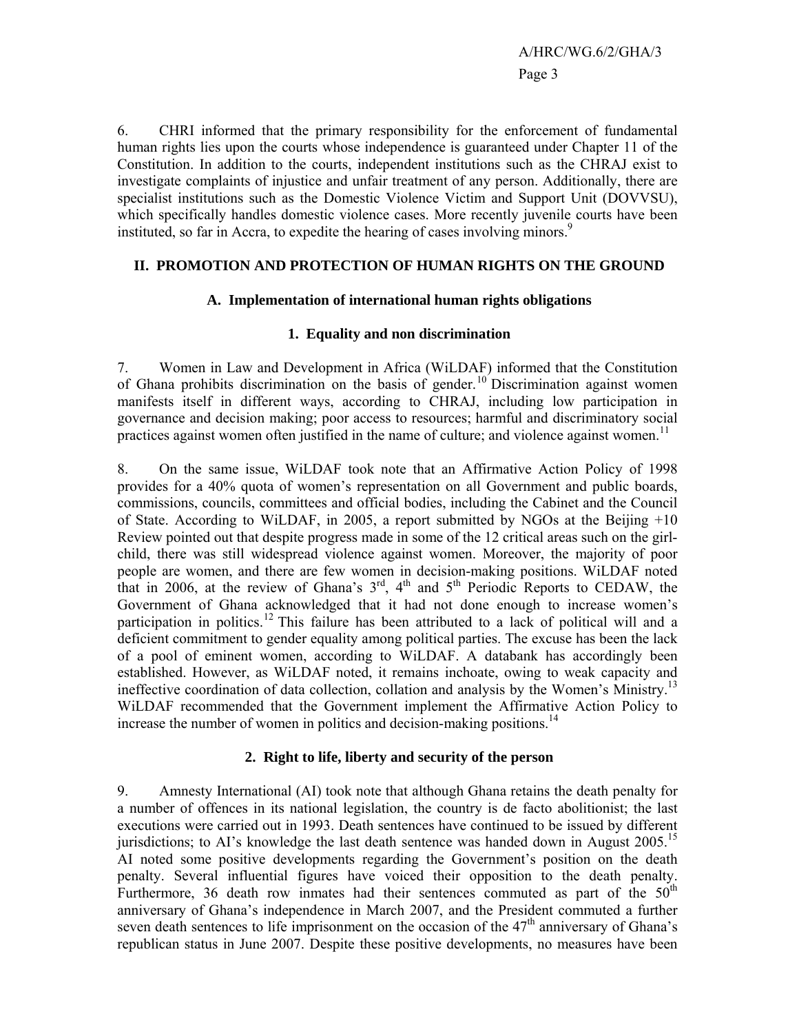6. CHRI informed that the primary responsibility for the enforcement of fundamental human rights lies upon the courts whose independence is guaranteed under Chapter 11 of the Constitution. In addition to the courts, independent institutions such as the CHRAJ exist to investigate complaints of injustice and unfair treatment of any person. Additionally, there are specialist institutions such as the Domestic Violence Victim and Support Unit (DOVVSU), which specifically handles domestic violence cases. More recently juvenile courts have been instituted, so far in Accra, to expedite the hearing of cases involving minors.[9]

## II. PROMOTION AND PROTECTION OF HUMAN RIGHTS ON THE GROUND

### A. Implementation of international human rights obligations

#### 1. Equality and non discrimination

7. Women in Law and Development in Africa (WiLDAF) informed that the Constitution of Ghana prohibits discrimination on the basis of gender.[10] Discrimination against women manifests itself in different ways, according to CHRAJ, including low participation in governance and decision making; poor access to resources; harmful and discriminatory social practices against women often justified in the name of culture; and violence against women.[11]

8. On the same issue, WiLDAF took note that an Affirmative Action Policy of 1998 provides for a 40% quota of women's representation on all Government and public boards, commissions, councils, committees and official bodies, including the Cabinet and the Council of State. According to WiLDAF, in 2005, a report submitted by NGOs at the Beijing +10 Review pointed out that despite progress made in some of the 12 critical areas such on the girl-child, there was still widespread violence against women. Moreover, the majority of poor people are women, and there are few women in decision-making positions. WiLDAF noted that in 2006, at the review of Ghana's 3rd, 4th and 5th Periodic Reports to CEDAW, the Government of Ghana acknowledged that it had not done enough to increase women's participation in politics.[12] This failure has been attributed to a lack of political will and a deficient commitment to gender equality among political parties. The excuse has been the lack of a pool of eminent women, according to WiLDAF. A databank has accordingly been established. However, as WiLDAF noted, it remains inchoate, owing to weak capacity and ineffective coordination of data collection, collation and analysis by the Women's Ministry.[13] WiLDAF recommended that the Government implement the Affirmative Action Policy to increase the number of women in politics and decision-making positions.[14]

#### 2. Right to life, liberty and security of the person

9. Amnesty International (AI) took note that although Ghana retains the death penalty for a number of offences in its national legislation, the country is de facto abolitionist; the last executions were carried out in 1993. Death sentences have continued to be issued by different jurisdictions; to AI's knowledge the last death sentence was handed down in August 2005.[15] AI noted some positive developments regarding the Government's position on the death penalty. Several influential figures have voiced their opposition to the death penalty. Furthermore, 36 death row inmates had their sentences commuted as part of the 50th anniversary of Ghana's independence in March 2007, and the President commuted a further seven death sentences to life imprisonment on the occasion of the 47th anniversary of Ghana's republican status in June 2007. Despite these positive developments, no measures have been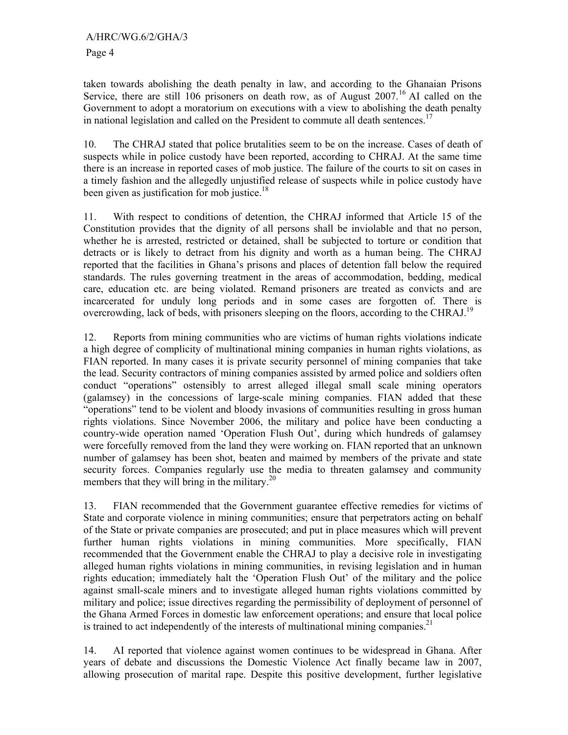taken towards abolishing the death penalty in law, and according to the Ghanaian Prisons Service, there are still 106 prisoners on death row, as of August 2007.[16] AI called on the Government to adopt a moratorium on executions with a view to abolishing the death penalty in national legislation and called on the President to commute all death sentences.[17]

10. The CHRAJ stated that police brutalities seem to be on the increase. Cases of death of suspects while in police custody have been reported, according to CHRAJ. At the same time there is an increase in reported cases of mob justice. The failure of the courts to sit on cases in a timely fashion and the allegedly unjustified release of suspects while in police custody have been given as justification for mob justice.[18]

11. With respect to conditions of detention, the CHRAJ informed that Article 15 of the Constitution provides that the dignity of all persons shall be inviolable and that no person, whether he is arrested, restricted or detained, shall be subjected to torture or condition that detracts or is likely to detract from his dignity and worth as a human being. The CHRAJ reported that the facilities in Ghana's prisons and places of detention fall below the required standards. The rules governing treatment in the areas of accommodation, bedding, medical care, education etc. are being violated. Remand prisoners are treated as convicts and are incarcerated for unduly long periods and in some cases are forgotten of. There is overcrowding, lack of beds, with prisoners sleeping on the floors, according to the CHRAJ.[19]

12. Reports from mining communities who are victims of human rights violations indicate a high degree of complicity of multinational mining companies in human rights violations, as FIAN reported. In many cases it is private security personnel of mining companies that take the lead. Security contractors of mining companies assisted by armed police and soldiers often conduct "operations" ostensibly to arrest alleged illegal small scale mining operators (galamsey) in the concessions of large-scale mining companies. FIAN added that these "operations" tend to be violent and bloody invasions of communities resulting in gross human rights violations. Since November 2006, the military and police have been conducting a country-wide operation named 'Operation Flush Out', during which hundreds of galamsey were forcefully removed from the land they were working on. FIAN reported that an unknown number of galamsey has been shot, beaten and maimed by members of the private and state security forces. Companies regularly use the media to threaten galamsey and community members that they will bring in the military.[20]

13. FIAN recommended that the Government guarantee effective remedies for victims of State and corporate violence in mining communities; ensure that perpetrators acting on behalf of the State or private companies are prosecuted; and put in place measures which will prevent further human rights violations in mining communities. More specifically, FIAN recommended that the Government enable the CHRAJ to play a decisive role in investigating alleged human rights violations in mining communities, in revising legislation and in human rights education; immediately halt the 'Operation Flush Out' of the military and the police against small-scale miners and to investigate alleged human rights violations committed by military and police; issue directives regarding the permissibility of deployment of personnel of the Ghana Armed Forces in domestic law enforcement operations; and ensure that local police is trained to act independently of the interests of multinational mining companies.[21]

14. AI reported that violence against women continues to be widespread in Ghana. After years of debate and discussions the Domestic Violence Act finally became law in 2007, allowing prosecution of marital rape. Despite this positive development, further legislative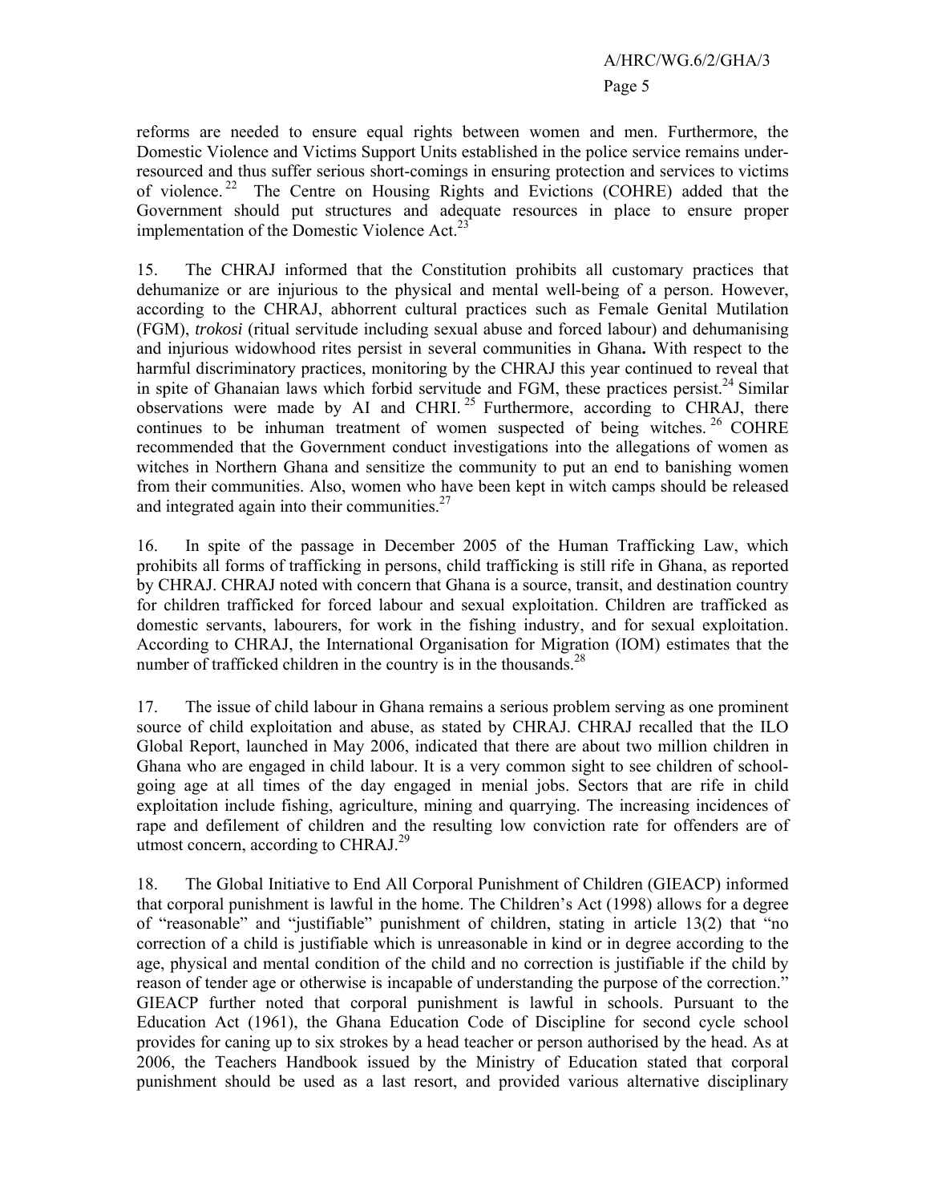reforms are needed to ensure equal rights between women and men. Furthermore, the Domestic Violence and Victims Support Units established in the police service remains under-resourced and thus suffer serious short-comings in ensuring protection and services to victims of violence.[22] The Centre on Housing Rights and Evictions (COHRE) added that the Government should put structures and adequate resources in place to ensure proper implementation of the Domestic Violence Act.[23]

15. The CHRAJ informed that the Constitution prohibits all customary practices that dehumanize or are injurious to the physical and mental well-being of a person. However, according to the CHRAJ, abhorrent cultural practices such as Female Genital Mutilation (FGM), *trokosi* (ritual servitude including sexual abuse and forced labour) and dehumanising and injurious widowhood rites persist in several communities in Ghana**.** With respect to the harmful discriminatory practices, monitoring by the CHRAJ this year continued to reveal that in spite of Ghanaian laws which forbid servitude and FGM, these practices persist.[24] Similar observations were made by AI and CHRI.[25] Furthermore, according to CHRAJ, there continues to be inhuman treatment of women suspected of being witches.[26] COHRE recommended that the Government conduct investigations into the allegations of women as witches in Northern Ghana and sensitize the community to put an end to banishing women from their communities. Also, women who have been kept in witch camps should be released and integrated again into their communities.[27]

16. In spite of the passage in December 2005 of the Human Trafficking Law, which prohibits all forms of trafficking in persons, child trafficking is still rife in Ghana, as reported by CHRAJ. CHRAJ noted with concern that Ghana is a source, transit, and destination country for children trafficked for forced labour and sexual exploitation. Children are trafficked as domestic servants, labourers, for work in the fishing industry, and for sexual exploitation. According to CHRAJ, the International Organisation for Migration (IOM) estimates that the number of trafficked children in the country is in the thousands.[28]

17. The issue of child labour in Ghana remains a serious problem serving as one prominent source of child exploitation and abuse, as stated by CHRAJ. CHRAJ recalled that the ILO Global Report, launched in May 2006, indicated that there are about two million children in Ghana who are engaged in child labour. It is a very common sight to see children of school-going age at all times of the day engaged in menial jobs. Sectors that are rife in child exploitation include fishing, agriculture, mining and quarrying. The increasing incidences of rape and defilement of children and the resulting low conviction rate for offenders are of utmost concern, according to CHRAJ.[29]

18. The Global Initiative to End All Corporal Punishment of Children (GIEACP) informed that corporal punishment is lawful in the home. The Children's Act (1998) allows for a degree of "reasonable" and "justifiable" punishment of children, stating in article 13(2) that "no correction of a child is justifiable which is unreasonable in kind or in degree according to the age, physical and mental condition of the child and no correction is justifiable if the child by reason of tender age or otherwise is incapable of understanding the purpose of the correction." GIEACP further noted that corporal punishment is lawful in schools. Pursuant to the Education Act (1961), the Ghana Education Code of Discipline for second cycle school provides for caning up to six strokes by a head teacher or person authorised by the head. As at 2006, the Teachers Handbook issued by the Ministry of Education stated that corporal punishment should be used as a last resort, and provided various alternative disciplinary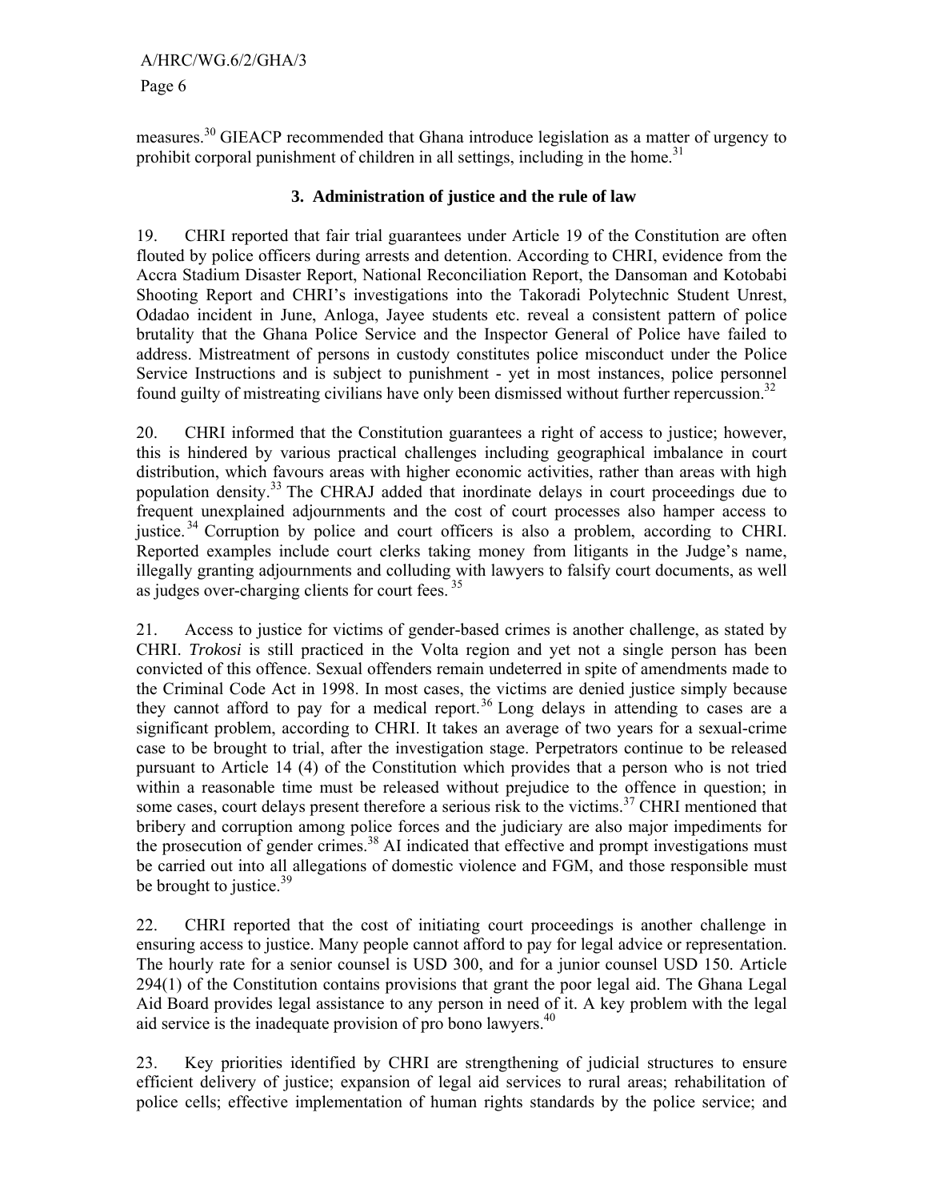measures.[30] GIEACP recommended that Ghana introduce legislation as a matter of urgency to prohibit corporal punishment of children in all settings, including in the home.[31]

### 3. Administration of justice and the rule of law

19. CHRI reported that fair trial guarantees under Article 19 of the Constitution are often flouted by police officers during arrests and detention. According to CHRI, evidence from the Accra Stadium Disaster Report, National Reconciliation Report, the Dansoman and Kotobabi Shooting Report and CHRI's investigations into the Takoradi Polytechnic Student Unrest, Odadao incident in June, Anloga, Jayee students etc. reveal a consistent pattern of police brutality that the Ghana Police Service and the Inspector General of Police have failed to address. Mistreatment of persons in custody constitutes police misconduct under the Police Service Instructions and is subject to punishment - yet in most instances, police personnel found guilty of mistreating civilians have only been dismissed without further repercussion.[32]

20. CHRI informed that the Constitution guarantees a right of access to justice; however, this is hindered by various practical challenges including geographical imbalance in court distribution, which favours areas with higher economic activities, rather than areas with high population density.[33] The CHRAJ added that inordinate delays in court proceedings due to frequent unexplained adjournments and the cost of court processes also hamper access to justice.[34] Corruption by police and court officers is also a problem, according to CHRI. Reported examples include court clerks taking money from litigants in the Judge's name, illegally granting adjournments and colluding with lawyers to falsify court documents, as well as judges over-charging clients for court fees.[35]

21. Access to justice for victims of gender-based crimes is another challenge, as stated by CHRI. *Trokosi* is still practiced in the Volta region and yet not a single person has been convicted of this offence. Sexual offenders remain undeterred in spite of amendments made to the Criminal Code Act in 1998. In most cases, the victims are denied justice simply because they cannot afford to pay for a medical report.[36] Long delays in attending to cases are a significant problem, according to CHRI. It takes an average of two years for a sexual-crime case to be brought to trial, after the investigation stage. Perpetrators continue to be released pursuant to Article 14 (4) of the Constitution which provides that a person who is not tried within a reasonable time must be released without prejudice to the offence in question; in some cases, court delays present therefore a serious risk to the victims.[37] CHRI mentioned that bribery and corruption among police forces and the judiciary are also major impediments for the prosecution of gender crimes.[38] AI indicated that effective and prompt investigations must be carried out into all allegations of domestic violence and FGM, and those responsible must be brought to justice.[39]

22. CHRI reported that the cost of initiating court proceedings is another challenge in ensuring access to justice. Many people cannot afford to pay for legal advice or representation. The hourly rate for a senior counsel is USD 300, and for a junior counsel USD 150. Article 294(1) of the Constitution contains provisions that grant the poor legal aid. The Ghana Legal Aid Board provides legal assistance to any person in need of it. A key problem with the legal aid service is the inadequate provision of pro bono lawyers.[40]

23. Key priorities identified by CHRI are strengthening of judicial structures to ensure efficient delivery of justice; expansion of legal aid services to rural areas; rehabilitation of police cells; effective implementation of human rights standards by the police service; and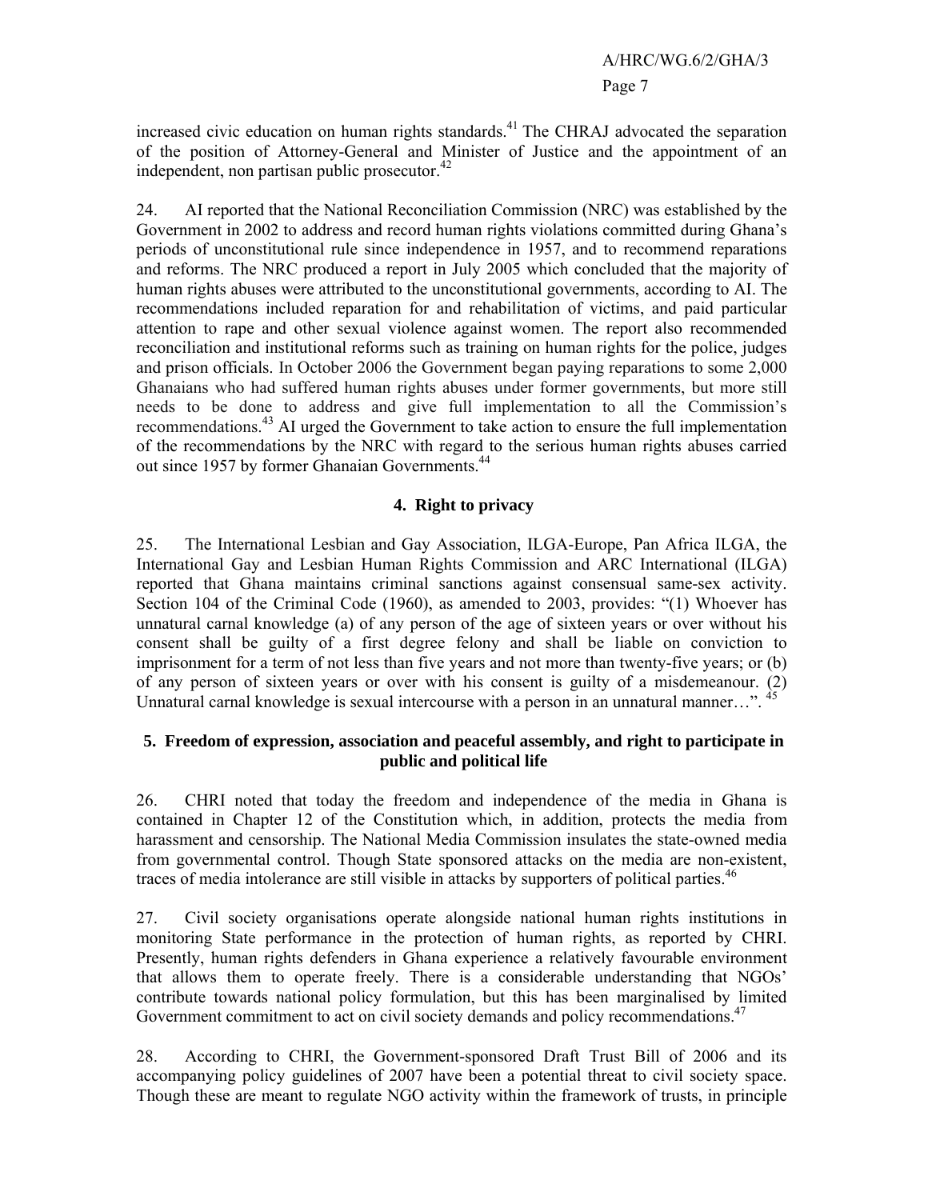increased civic education on human rights standards.[41] The CHRAJ advocated the separation of the position of Attorney-General and Minister of Justice and the appointment of an independent, non partisan public prosecutor.[42]

24. AI reported that the National Reconciliation Commission (NRC) was established by the Government in 2002 to address and record human rights violations committed during Ghana's periods of unconstitutional rule since independence in 1957, and to recommend reparations and reforms. The NRC produced a report in July 2005 which concluded that the majority of human rights abuses were attributed to the unconstitutional governments, according to AI. The recommendations included reparation for and rehabilitation of victims, and paid particular attention to rape and other sexual violence against women. The report also recommended reconciliation and institutional reforms such as training on human rights for the police, judges and prison officials. In October 2006 the Government began paying reparations to some 2,000 Ghanaians who had suffered human rights abuses under former governments, but more still needs to be done to address and give full implementation to all the Commission's recommendations.[43] AI urged the Government to take action to ensure the full implementation of the recommendations by the NRC with regard to the serious human rights abuses carried out since 1957 by former Ghanaian Governments.[44]

### 4. Right to privacy

25. The International Lesbian and Gay Association, ILGA-Europe, Pan Africa ILGA, the International Gay and Lesbian Human Rights Commission and ARC International (ILGA) reported that Ghana maintains criminal sanctions against consensual same-sex activity. Section 104 of the Criminal Code (1960), as amended to 2003, provides: "(1) Whoever has unnatural carnal knowledge (a) of any person of the age of sixteen years or over without his consent shall be guilty of a first degree felony and shall be liable on conviction to imprisonment for a term of not less than five years and not more than twenty-five years; or (b) of any person of sixteen years or over with his consent is guilty of a misdemeanour. (2) Unnatural carnal knowledge is sexual intercourse with a person in an unnatural manner…".[45]

### 5. Freedom of expression, association and peaceful assembly, and right to participate in public and political life

26. CHRI noted that today the freedom and independence of the media in Ghana is contained in Chapter 12 of the Constitution which, in addition, protects the media from harassment and censorship. The National Media Commission insulates the state-owned media from governmental control. Though State sponsored attacks on the media are non-existent, traces of media intolerance are still visible in attacks by supporters of political parties.[46]

27. Civil society organisations operate alongside national human rights institutions in monitoring State performance in the protection of human rights, as reported by CHRI. Presently, human rights defenders in Ghana experience a relatively favourable environment that allows them to operate freely. There is a considerable understanding that NGOs' contribute towards national policy formulation, but this has been marginalised by limited Government commitment to act on civil society demands and policy recommendations.[47]

28. According to CHRI, the Government-sponsored Draft Trust Bill of 2006 and its accompanying policy guidelines of 2007 have been a potential threat to civil society space. Though these are meant to regulate NGO activity within the framework of trusts, in principle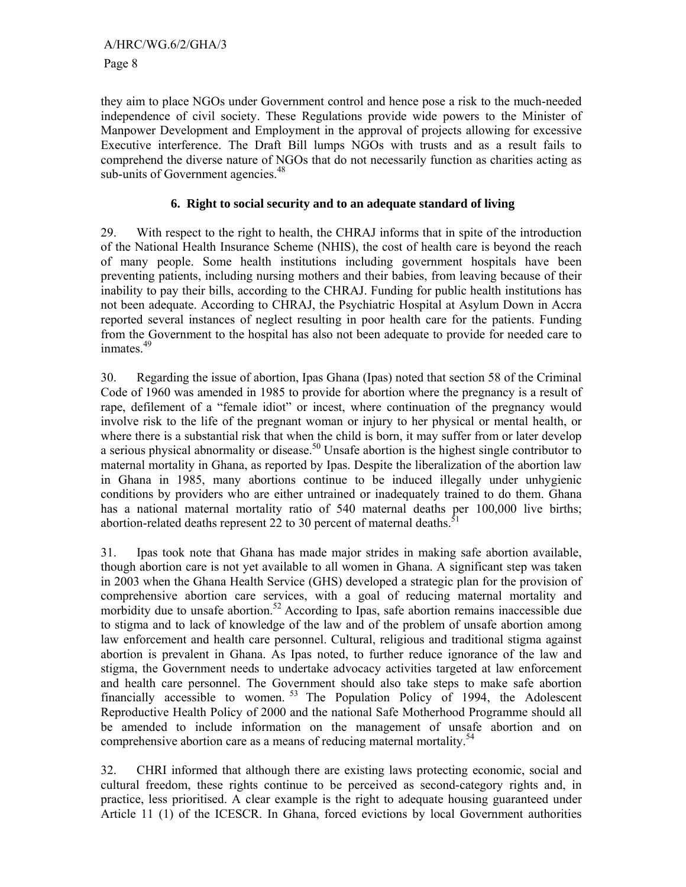they aim to place NGOs under Government control and hence pose a risk to the much-needed independence of civil society. These Regulations provide wide powers to the Minister of Manpower Development and Employment in the approval of projects allowing for excessive Executive interference. The Draft Bill lumps NGOs with trusts and as a result fails to comprehend the diverse nature of NGOs that do not necessarily function as charities acting as sub-units of Government agencies.[48]

### 6. Right to social security and to an adequate standard of living

29. With respect to the right to health, the CHRAJ informs that in spite of the introduction of the National Health Insurance Scheme (NHIS), the cost of health care is beyond the reach of many people. Some health institutions including government hospitals have been preventing patients, including nursing mothers and their babies, from leaving because of their inability to pay their bills, according to the CHRAJ. Funding for public health institutions has not been adequate. According to CHRAJ, the Psychiatric Hospital at Asylum Down in Accra reported several instances of neglect resulting in poor health care for the patients. Funding from the Government to the hospital has also not been adequate to provide for needed care to inmates.[49]

30. Regarding the issue of abortion, Ipas Ghana (Ipas) noted that section 58 of the Criminal Code of 1960 was amended in 1985 to provide for abortion where the pregnancy is a result of rape, defilement of a "female idiot" or incest, where continuation of the pregnancy would involve risk to the life of the pregnant woman or injury to her physical or mental health, or where there is a substantial risk that when the child is born, it may suffer from or later develop a serious physical abnormality or disease.[50] Unsafe abortion is the highest single contributor to maternal mortality in Ghana, as reported by Ipas. Despite the liberalization of the abortion law in Ghana in 1985, many abortions continue to be induced illegally under unhygienic conditions by providers who are either untrained or inadequately trained to do them. Ghana has a national maternal mortality ratio of 540 maternal deaths per 100,000 live births; abortion-related deaths represent 22 to 30 percent of maternal deaths.[51]

31. Ipas took note that Ghana has made major strides in making safe abortion available, though abortion care is not yet available to all women in Ghana. A significant step was taken in 2003 when the Ghana Health Service (GHS) developed a strategic plan for the provision of comprehensive abortion care services, with a goal of reducing maternal mortality and morbidity due to unsafe abortion.[52] According to Ipas, safe abortion remains inaccessible due to stigma and to lack of knowledge of the law and of the problem of unsafe abortion among law enforcement and health care personnel. Cultural, religious and traditional stigma against abortion is prevalent in Ghana. As Ipas noted, to further reduce ignorance of the law and stigma, the Government needs to undertake advocacy activities targeted at law enforcement and health care personnel. The Government should also take steps to make safe abortion financially accessible to women.[53] The Population Policy of 1994, the Adolescent Reproductive Health Policy of 2000 and the national Safe Motherhood Programme should all be amended to include information on the management of unsafe abortion and on comprehensive abortion care as a means of reducing maternal mortality.[54]

32. CHRI informed that although there are existing laws protecting economic, social and cultural freedom, these rights continue to be perceived as second-category rights and, in practice, less prioritised. A clear example is the right to adequate housing guaranteed under Article 11 (1) of the ICESCR. In Ghana, forced evictions by local Government authorities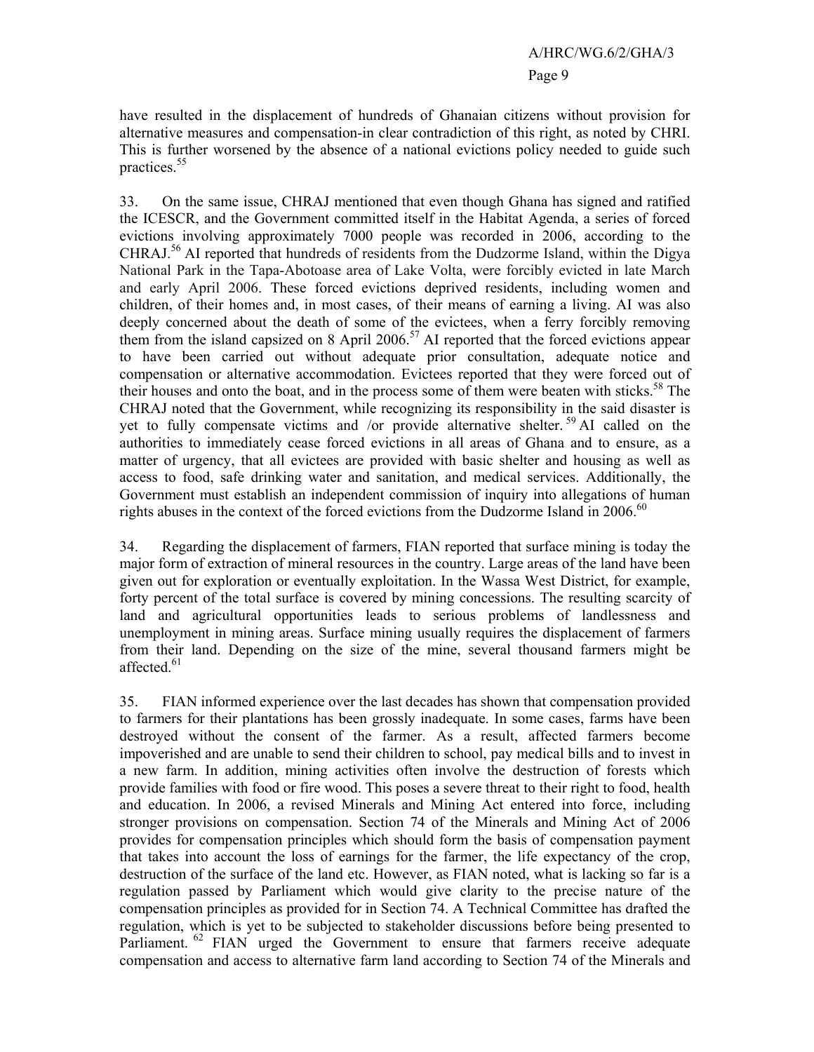have resulted in the displacement of hundreds of Ghanaian citizens without provision for alternative measures and compensation-in clear contradiction of this right, as noted by CHRI. This is further worsened by the absence of a national evictions policy needed to guide such practices.[55]

33. On the same issue, CHRAJ mentioned that even though Ghana has signed and ratified the ICESCR, and the Government committed itself in the Habitat Agenda, a series of forced evictions involving approximately 7000 people was recorded in 2006, according to the CHRAJ.[56] AI reported that hundreds of residents from the Dudzorme Island, within the Digya National Park in the Tapa-Abotoase area of Lake Volta, were forcibly evicted in late March and early April 2006. These forced evictions deprived residents, including women and children, of their homes and, in most cases, of their means of earning a living. AI was also deeply concerned about the death of some of the evictees, when a ferry forcibly removing them from the island capsized on 8 April 2006.[57] AI reported that the forced evictions appear to have been carried out without adequate prior consultation, adequate notice and compensation or alternative accommodation. Evictees reported that they were forced out of their houses and onto the boat, and in the process some of them were beaten with sticks.[58] The CHRAJ noted that the Government, while recognizing its responsibility in the said disaster is yet to fully compensate victims and /or provide alternative shelter.[59] AI called on the authorities to immediately cease forced evictions in all areas of Ghana and to ensure, as a matter of urgency, that all evictees are provided with basic shelter and housing as well as access to food, safe drinking water and sanitation, and medical services. Additionally, the Government must establish an independent commission of inquiry into allegations of human rights abuses in the context of the forced evictions from the Dudzorme Island in 2006.[60]

34. Regarding the displacement of farmers, FIAN reported that surface mining is today the major form of extraction of mineral resources in the country. Large areas of the land have been given out for exploration or eventually exploitation. In the Wassa West District, for example, forty percent of the total surface is covered by mining concessions. The resulting scarcity of land and agricultural opportunities leads to serious problems of landlessness and unemployment in mining areas. Surface mining usually requires the displacement of farmers from their land. Depending on the size of the mine, several thousand farmers might be affected.[61]

35. FIAN informed experience over the last decades has shown that compensation provided to farmers for their plantations has been grossly inadequate. In some cases, farms have been destroyed without the consent of the farmer. As a result, affected farmers become impoverished and are unable to send their children to school, pay medical bills and to invest in a new farm. In addition, mining activities often involve the destruction of forests which provide families with food or fire wood. This poses a severe threat to their right to food, health and education. In 2006, a revised Minerals and Mining Act entered into force, including stronger provisions on compensation. Section 74 of the Minerals and Mining Act of 2006 provides for compensation principles which should form the basis of compensation payment that takes into account the loss of earnings for the farmer, the life expectancy of the crop, destruction of the surface of the land etc. However, as FIAN noted, what is lacking so far is a regulation passed by Parliament which would give clarity to the precise nature of the compensation principles as provided for in Section 74. A Technical Committee has drafted the regulation, which is yet to be subjected to stakeholder discussions before being presented to Parliament.[62] FIAN urged the Government to ensure that farmers receive adequate compensation and access to alternative farm land according to Section 74 of the Minerals and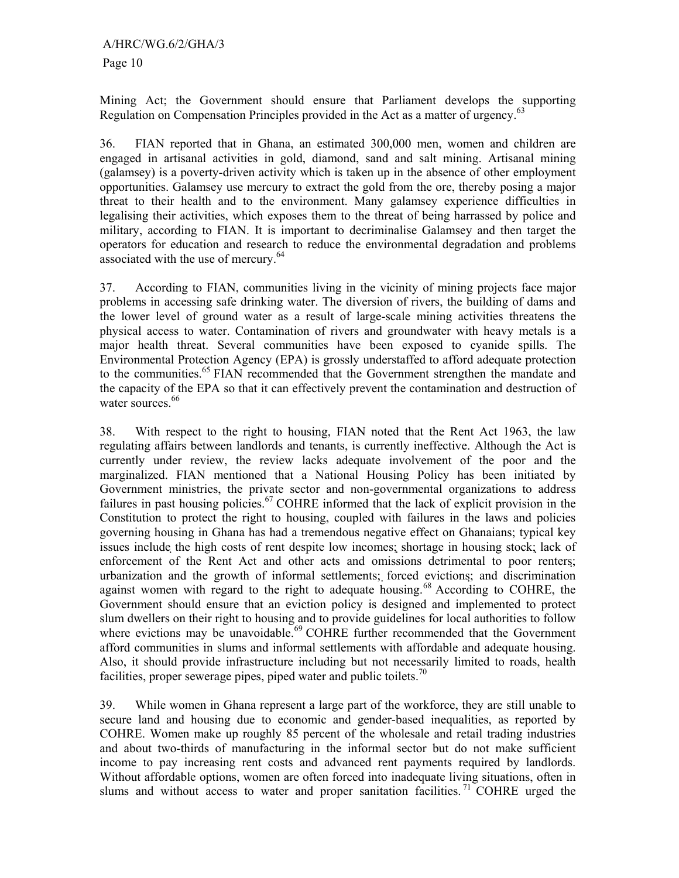Mining Act; the Government should ensure that Parliament develops the supporting Regulation on Compensation Principles provided in the Act as a matter of urgency.[63]

36. FIAN reported that in Ghana, an estimated 300,000 men, women and children are engaged in artisanal activities in gold, diamond, sand and salt mining. Artisanal mining (galamsey) is a poverty-driven activity which is taken up in the absence of other employment opportunities. Galamsey use mercury to extract the gold from the ore, thereby posing a major threat to their health and to the environment. Many galamsey experience difficulties in legalising their activities, which exposes them to the threat of being harrassed by police and military, according to FIAN. It is important to decriminalise Galamsey and then target the operators for education and research to reduce the environmental degradation and problems associated with the use of mercury.[64]

37. According to FIAN, communities living in the vicinity of mining projects face major problems in accessing safe drinking water. The diversion of rivers, the building of dams and the lower level of ground water as a result of large-scale mining activities threatens the physical access to water. Contamination of rivers and groundwater with heavy metals is a major health threat. Several communities have been exposed to cyanide spills. The Environmental Protection Agency (EPA) is grossly understaffed to afford adequate protection to the communities.[65] FIAN recommended that the Government strengthen the mandate and the capacity of the EPA so that it can effectively prevent the contamination and destruction of water sources.[66]

38. With respect to the right to housing, FIAN noted that the Rent Act 1963, the law regulating affairs between landlords and tenants, is currently ineffective. Although the Act is currently under review, the review lacks adequate involvement of the poor and the marginalized. FIAN mentioned that a National Housing Policy has been initiated by Government ministries, the private sector and non-governmental organizations to address failures in past housing policies.[67] COHRE informed that the lack of explicit provision in the Constitution to protect the right to housing, coupled with failures in the laws and policies governing housing in Ghana has had a tremendous negative effect on Ghanaians; typical key issues include the high costs of rent despite low incomes; shortage in housing stock; lack of enforcement of the Rent Act and other acts and omissions detrimental to poor renters; urbanization and the growth of informal settlements; forced evictions; and discrimination against women with regard to the right to adequate housing.[68] According to COHRE, the Government should ensure that an eviction policy is designed and implemented to protect slum dwellers on their right to housing and to provide guidelines for local authorities to follow where evictions may be unavoidable.[69] COHRE further recommended that the Government afford communities in slums and informal settlements with affordable and adequate housing. Also, it should provide infrastructure including but not necessarily limited to roads, health facilities, proper sewerage pipes, piped water and public toilets.[70]

39. While women in Ghana represent a large part of the workforce, they are still unable to secure land and housing due to economic and gender-based inequalities, as reported by COHRE. Women make up roughly 85 percent of the wholesale and retail trading industries and about two-thirds of manufacturing in the informal sector but do not make sufficient income to pay increasing rent costs and advanced rent payments required by landlords. Without affordable options, women are often forced into inadequate living situations, often in slums and without access to water and proper sanitation facilities.[71] COHRE urged the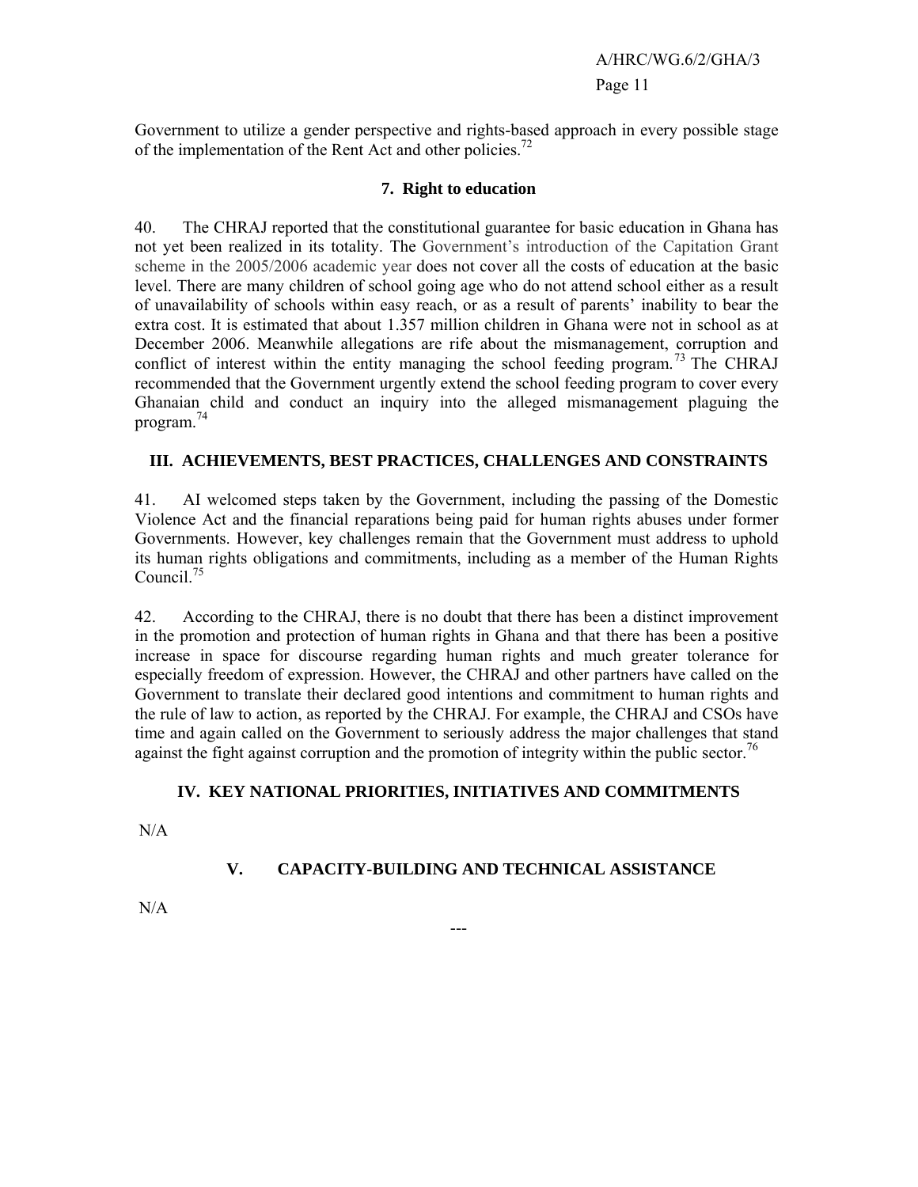Government to utilize a gender perspective and rights-based approach in every possible stage of the implementation of the Rent Act and other policies.[72]

### 7. Right to education

40. The CHRAJ reported that the constitutional guarantee for basic education in Ghana has not yet been realized in its totality. The Government's introduction of the Capitation Grant scheme in the 2005/2006 academic year does not cover all the costs of education at the basic level. There are many children of school going age who do not attend school either as a result of unavailability of schools within easy reach, or as a result of parents' inability to bear the extra cost. It is estimated that about 1.357 million children in Ghana were not in school as at December 2006. Meanwhile allegations are rife about the mismanagement, corruption and conflict of interest within the entity managing the school feeding program.[73] The CHRAJ recommended that the Government urgently extend the school feeding program to cover every Ghanaian child and conduct an inquiry into the alleged mismanagement plaguing the program.[74]

## III. ACHIEVEMENTS, BEST PRACTICES, CHALLENGES AND CONSTRAINTS

41. AI welcomed steps taken by the Government, including the passing of the Domestic Violence Act and the financial reparations being paid for human rights abuses under former Governments. However, key challenges remain that the Government must address to uphold its human rights obligations and commitments, including as a member of the Human Rights Council.[75]

42. According to the CHRAJ, there is no doubt that there has been a distinct improvement in the promotion and protection of human rights in Ghana and that there has been a positive increase in space for discourse regarding human rights and much greater tolerance for especially freedom of expression. However, the CHRAJ and other partners have called on the Government to translate their declared good intentions and commitment to human rights and the rule of law to action, as reported by the CHRAJ. For example, the CHRAJ and CSOs have time and again called on the Government to seriously address the major challenges that stand against the fight against corruption and the promotion of integrity within the public sector.[76]

## IV. KEY NATIONAL PRIORITIES, INITIATIVES AND COMMITMENTS

N/A

## V. CAPACITY-BUILDING AND TECHNICAL ASSISTANCE

N/A

---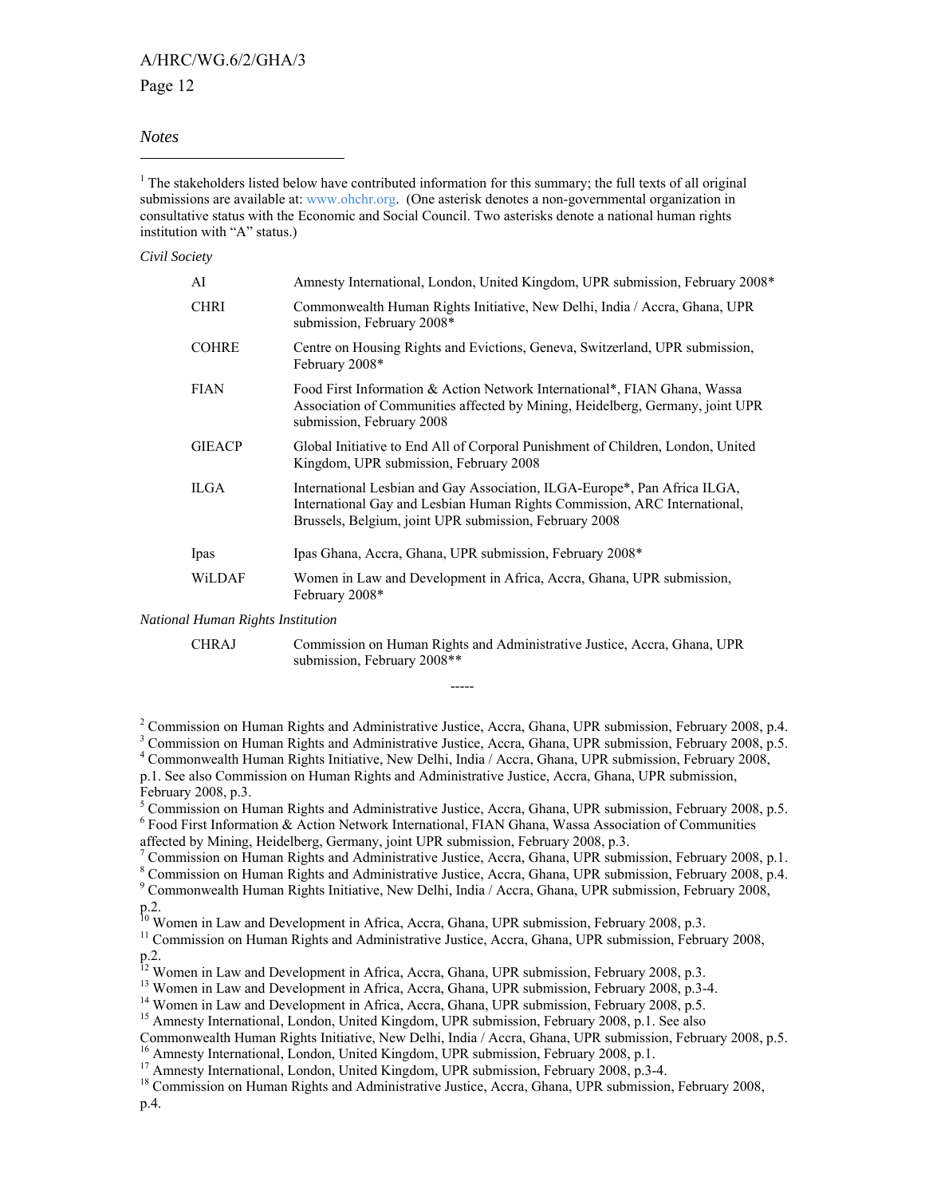*Notes*

[1] The stakeholders listed below have contributed information for this summary; the full texts of all original submissions are available at: www.ohchr.org. (One asterisk denotes a non-governmental organization in consultative status with the Economic and Social Council. Two asterisks denote a national human rights institution with "A" status.)

*Civil Society*

| | |
|---|---|
| AI | Amnesty International, London, United Kingdom, UPR submission, February 2008* |
| CHRI | Commonwealth Human Rights Initiative, New Delhi, India / Accra, Ghana, UPR submission, February 2008* |
| COHRE | Centre on Housing Rights and Evictions, Geneva, Switzerland, UPR submission, February 2008* |
| FIAN | Food First Information & Action Network International*, FIAN Ghana, Wassa Association of Communities affected by Mining, Heidelberg, Germany, joint UPR submission, February 2008 |
| GIEACP | Global Initiative to End All of Corporal Punishment of Children, London, United Kingdom, UPR submission, February 2008 |
| ILGA | International Lesbian and Gay Association, ILGA-Europe*, Pan Africa ILGA, International Gay and Lesbian Human Rights Commission, ARC International, Brussels, Belgium, joint UPR submission, February 2008 |
| Ipas | Ipas Ghana, Accra, Ghana, UPR submission, February 2008* |
| WiLDAF | Women in Law and Development in Africa, Accra, Ghana, UPR submission, February 2008* |

*National Human Rights Institution*

| | |
|---|---|
| CHRAJ | Commission on Human Rights and Administrative Justice, Accra, Ghana, UPR submission, February 2008** |

-----

[2] Commission on Human Rights and Administrative Justice, Accra, Ghana, UPR submission, February 2008, p.4.
[3] Commission on Human Rights and Administrative Justice, Accra, Ghana, UPR submission, February 2008, p.5.
[4] Commonwealth Human Rights Initiative, New Delhi, India / Accra, Ghana, UPR submission, February 2008, p.1. See also Commission on Human Rights and Administrative Justice, Accra, Ghana, UPR submission, February 2008, p.3.
[5] Commission on Human Rights and Administrative Justice, Accra, Ghana, UPR submission, February 2008, p.5.
[6] Food First Information & Action Network International, FIAN Ghana, Wassa Association of Communities affected by Mining, Heidelberg, Germany, joint UPR submission, February 2008, p.3.
[7] Commission on Human Rights and Administrative Justice, Accra, Ghana, UPR submission, February 2008, p.1.
[8] Commission on Human Rights and Administrative Justice, Accra, Ghana, UPR submission, February 2008, p.4.
[9] Commonwealth Human Rights Initiative, New Delhi, India / Accra, Ghana, UPR submission, February 2008, p.2.
[10] Women in Law and Development in Africa, Accra, Ghana, UPR submission, February 2008, p.3.
[11] Commission on Human Rights and Administrative Justice, Accra, Ghana, UPR submission, February 2008, p.2.
[12] Women in Law and Development in Africa, Accra, Ghana, UPR submission, February 2008, p.3.
[13] Women in Law and Development in Africa, Accra, Ghana, UPR submission, February 2008, p.3-4.
[14] Women in Law and Development in Africa, Accra, Ghana, UPR submission, February 2008, p.5.
[15] Amnesty International, London, United Kingdom, UPR submission, February 2008, p.1. See also Commonwealth Human Rights Initiative, New Delhi, India / Accra, Ghana, UPR submission, February 2008, p.5.
[16] Amnesty International, London, United Kingdom, UPR submission, February 2008, p.1.
[17] Amnesty International, London, United Kingdom, UPR submission, February 2008, p.3-4.
[18] Commission on Human Rights and Administrative Justice, Accra, Ghana, UPR submission, February 2008, p.4.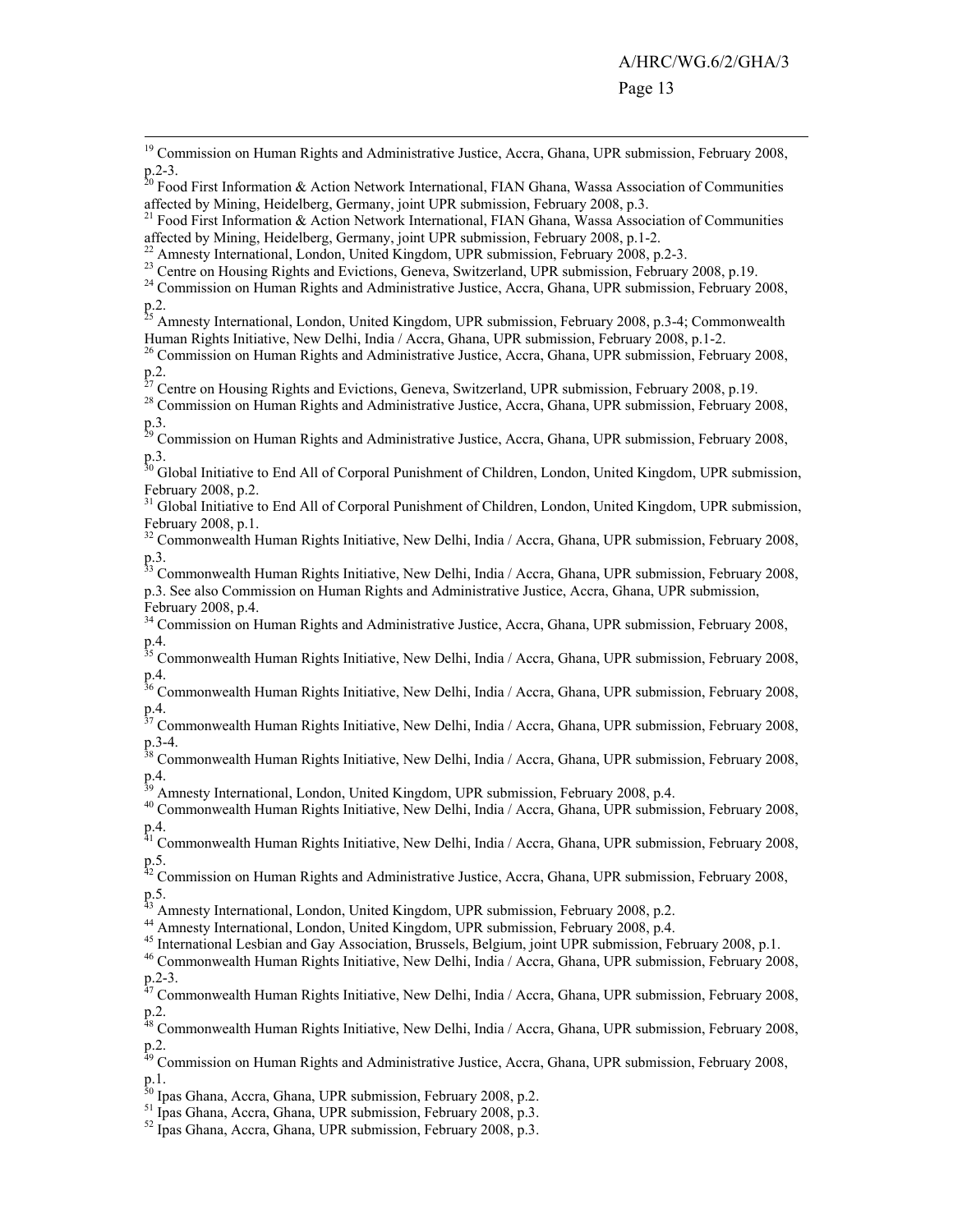[19] Commission on Human Rights and Administrative Justice, Accra, Ghana, UPR submission, February 2008, p.2-3.

[20] Food First Information & Action Network International, FIAN Ghana, Wassa Association of Communities affected by Mining, Heidelberg, Germany, joint UPR submission, February 2008, p.3.

[21] Food First Information & Action Network International, FIAN Ghana, Wassa Association of Communities affected by Mining, Heidelberg, Germany, joint UPR submission, February 2008, p.1-2.

[22] Amnesty International, London, United Kingdom, UPR submission, February 2008, p.2-3.

[23] Centre on Housing Rights and Evictions, Geneva, Switzerland, UPR submission, February 2008, p.19.

[24] Commission on Human Rights and Administrative Justice, Accra, Ghana, UPR submission, February 2008, p.2.

[25] Amnesty International, London, United Kingdom, UPR submission, February 2008, p.3-4; Commonwealth Human Rights Initiative, New Delhi, India / Accra, Ghana, UPR submission, February 2008, p.1-2.

[26] Commission on Human Rights and Administrative Justice, Accra, Ghana, UPR submission, February 2008, p.2.

[27] Centre on Housing Rights and Evictions, Geneva, Switzerland, UPR submission, February 2008, p.19.

[28] Commission on Human Rights and Administrative Justice, Accra, Ghana, UPR submission, February 2008, p.3.

[29] Commission on Human Rights and Administrative Justice, Accra, Ghana, UPR submission, February 2008, p.3.

[30] Global Initiative to End All of Corporal Punishment of Children, London, United Kingdom, UPR submission, February 2008, p.2.

[31] Global Initiative to End All of Corporal Punishment of Children, London, United Kingdom, UPR submission, February 2008, p.1.

[32] Commonwealth Human Rights Initiative, New Delhi, India / Accra, Ghana, UPR submission, February 2008, p.3.

[33] Commonwealth Human Rights Initiative, New Delhi, India / Accra, Ghana, UPR submission, February 2008, p.3. See also Commission on Human Rights and Administrative Justice, Accra, Ghana, UPR submission, February 2008, p.4.

[34] Commission on Human Rights and Administrative Justice, Accra, Ghana, UPR submission, February 2008, p.4.

[35] Commonwealth Human Rights Initiative, New Delhi, India / Accra, Ghana, UPR submission, February 2008, p.4.

[36] Commonwealth Human Rights Initiative, New Delhi, India / Accra, Ghana, UPR submission, February 2008, p.4.

[37] Commonwealth Human Rights Initiative, New Delhi, India / Accra, Ghana, UPR submission, February 2008, p.3-4.

[38] Commonwealth Human Rights Initiative, New Delhi, India / Accra, Ghana, UPR submission, February 2008, p.4.

[39] Amnesty International, London, United Kingdom, UPR submission, February 2008, p.4.

[40] Commonwealth Human Rights Initiative, New Delhi, India / Accra, Ghana, UPR submission, February 2008, p.4.

[41] Commonwealth Human Rights Initiative, New Delhi, India / Accra, Ghana, UPR submission, February 2008, p.5.

[42] Commission on Human Rights and Administrative Justice, Accra, Ghana, UPR submission, February 2008, p.5.

[43] Amnesty International, London, United Kingdom, UPR submission, February 2008, p.2.

[44] Amnesty International, London, United Kingdom, UPR submission, February 2008, p.4.

[45] International Lesbian and Gay Association, Brussels, Belgium, joint UPR submission, February 2008, p.1.

[46] Commonwealth Human Rights Initiative, New Delhi, India / Accra, Ghana, UPR submission, February 2008, p.2-3.

[47] Commonwealth Human Rights Initiative, New Delhi, India / Accra, Ghana, UPR submission, February 2008, p.2.

[48] Commonwealth Human Rights Initiative, New Delhi, India / Accra, Ghana, UPR submission, February 2008, p.2.

[49] Commission on Human Rights and Administrative Justice, Accra, Ghana, UPR submission, February 2008, p.1.

[50] Ipas Ghana, Accra, Ghana, UPR submission, February 2008, p.2.

[51] Ipas Ghana, Accra, Ghana, UPR submission, February 2008, p.3.

[52] Ipas Ghana, Accra, Ghana, UPR submission, February 2008, p.3.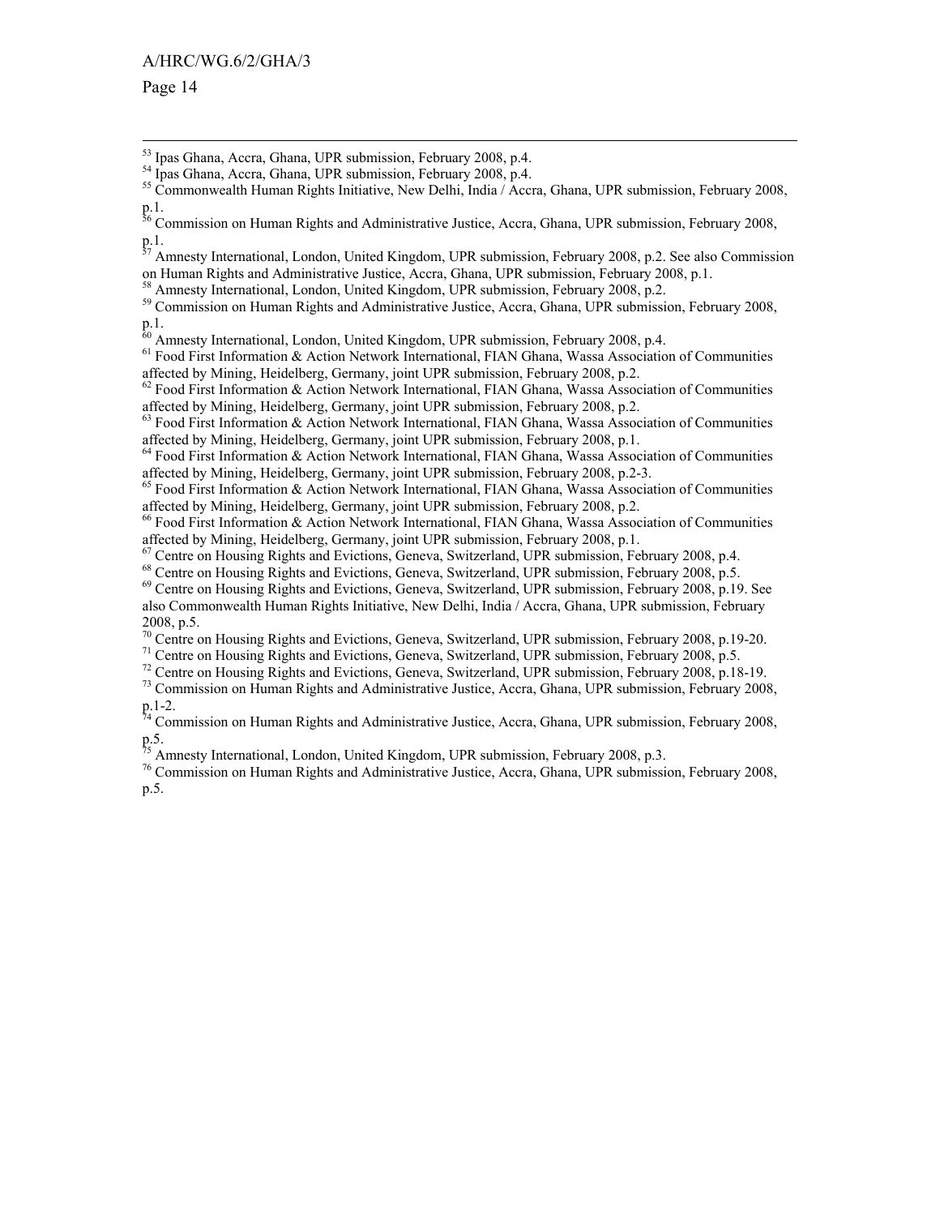[53] Ipas Ghana, Accra, Ghana, UPR submission, February 2008, p.4.

[54] Ipas Ghana, Accra, Ghana, UPR submission, February 2008, p.4.

[55] Commonwealth Human Rights Initiative, New Delhi, India / Accra, Ghana, UPR submission, February 2008, p.1.

[56] Commission on Human Rights and Administrative Justice, Accra, Ghana, UPR submission, February 2008, p.1.

[57] Amnesty International, London, United Kingdom, UPR submission, February 2008, p.2. See also Commission on Human Rights and Administrative Justice, Accra, Ghana, UPR submission, February 2008, p.1.

[58] Amnesty International, London, United Kingdom, UPR submission, February 2008, p.2.

[59] Commission on Human Rights and Administrative Justice, Accra, Ghana, UPR submission, February 2008, p.1.

[60] Amnesty International, London, United Kingdom, UPR submission, February 2008, p.4.

[61] Food First Information & Action Network International, FIAN Ghana, Wassa Association of Communities affected by Mining, Heidelberg, Germany, joint UPR submission, February 2008, p.2.

[62] Food First Information & Action Network International, FIAN Ghana, Wassa Association of Communities affected by Mining, Heidelberg, Germany, joint UPR submission, February 2008, p.2.

[63] Food First Information & Action Network International, FIAN Ghana, Wassa Association of Communities affected by Mining, Heidelberg, Germany, joint UPR submission, February 2008, p.1.

[64] Food First Information & Action Network International, FIAN Ghana, Wassa Association of Communities affected by Mining, Heidelberg, Germany, joint UPR submission, February 2008, p.2-3.

[65] Food First Information & Action Network International, FIAN Ghana, Wassa Association of Communities affected by Mining, Heidelberg, Germany, joint UPR submission, February 2008, p.2.

[66] Food First Information & Action Network International, FIAN Ghana, Wassa Association of Communities affected by Mining, Heidelberg, Germany, joint UPR submission, February 2008, p.1.

[67] Centre on Housing Rights and Evictions, Geneva, Switzerland, UPR submission, February 2008, p.4.

[68] Centre on Housing Rights and Evictions, Geneva, Switzerland, UPR submission, February 2008, p.5.

[69] Centre on Housing Rights and Evictions, Geneva, Switzerland, UPR submission, February 2008, p.19. See also Commonwealth Human Rights Initiative, New Delhi, India / Accra, Ghana, UPR submission, February 2008, p.5.

[70] Centre on Housing Rights and Evictions, Geneva, Switzerland, UPR submission, February 2008, p.19-20.

[71] Centre on Housing Rights and Evictions, Geneva, Switzerland, UPR submission, February 2008, p.5.

[72] Centre on Housing Rights and Evictions, Geneva, Switzerland, UPR submission, February 2008, p.18-19.

[73] Commission on Human Rights and Administrative Justice, Accra, Ghana, UPR submission, February 2008, p.1-2.

[74] Commission on Human Rights and Administrative Justice, Accra, Ghana, UPR submission, February 2008, p.5.

[75] Amnesty International, London, United Kingdom, UPR submission, February 2008, p.3.

[76] Commission on Human Rights and Administrative Justice, Accra, Ghana, UPR submission, February 2008, p.5.